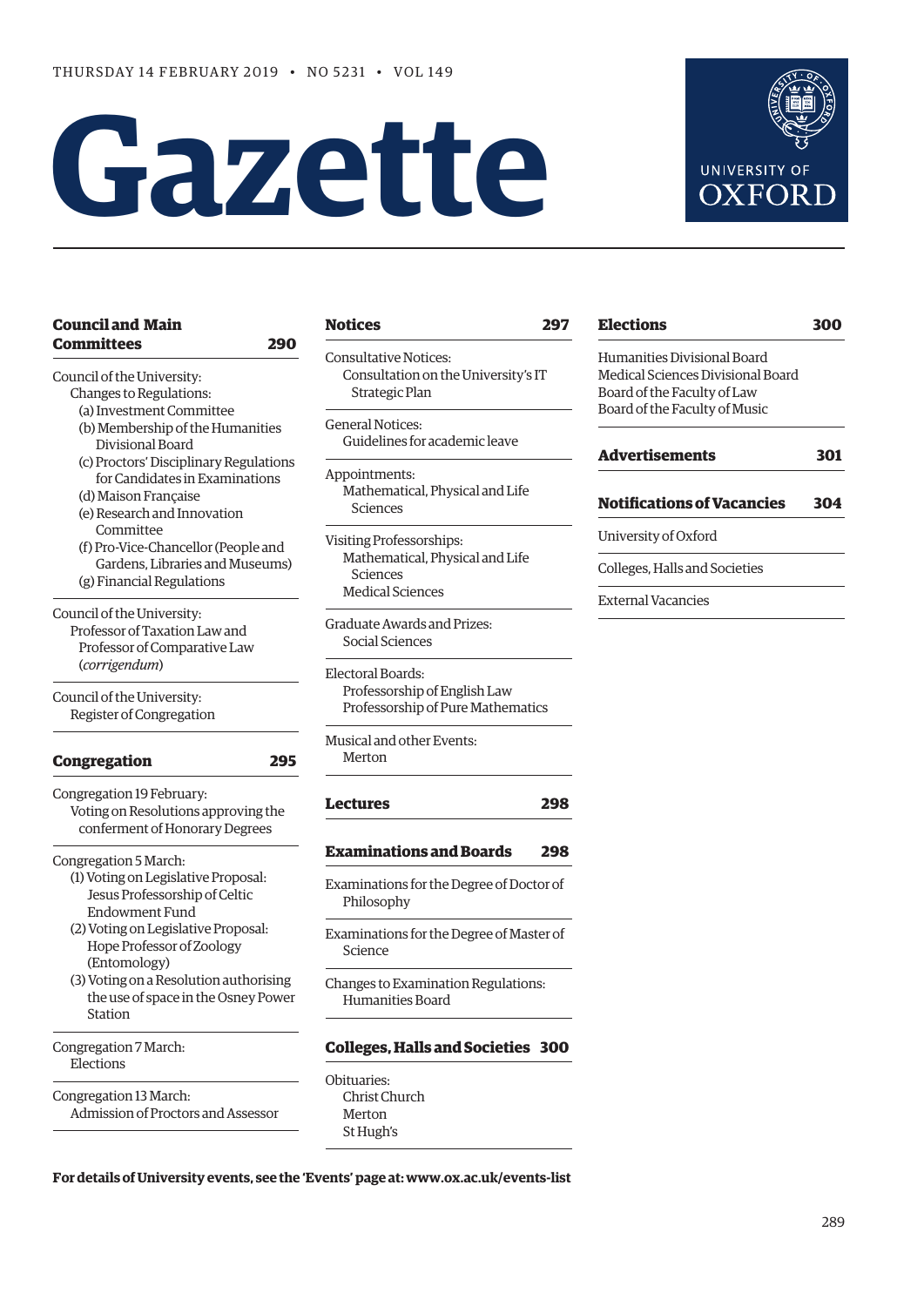THURSDAY 14 FEBRUARY 2019 • NO 5231 • VOL 149

# Gazette

UNIVERSITY OF OXFORD

## Council and Main Committees 290

Council of the University:
- Changes to Regulations:
  - (a) Investment Committee
  - (b) Membership of the Humanities Divisional Board
  - (c) Proctors' Disciplinary Regulations for Candidates in Examinations
  - (d) Maison Française
  - (e) Research and Innovation Committee
  - (f) Pro-Vice-Chancellor (People and Gardens, Libraries and Museums)
  - (g) Financial Regulations

Council of the University:
- Professor of Taxation Law and Professor of Comparative Law (*corrigendum*)

Council of the University:
- Register of Congregation

## Congregation 295

Congregation 19 February:
- Voting on Resolutions approving the conferment of Honorary Degrees

Congregation 5 March:
- (1) Voting on Legislative Proposal: Jesus Professorship of Celtic Endowment Fund
- (2) Voting on Legislative Proposal: Hope Professor of Zoology (Entomology)
- (3) Voting on a Resolution authorising the use of space in the Osney Power Station

Congregation 7 March:
- Elections

Congregation 13 March:
- Admission of Proctors and Assessor

## Notices 297

Consultative Notices:
- Consultation on the University's IT Strategic Plan

General Notices:
- Guidelines for academic leave

Appointments:
- Mathematical, Physical and Life Sciences

Visiting Professorships:
- Mathematical, Physical and Life Sciences
- Medical Sciences

Graduate Awards and Prizes:
- Social Sciences

Electoral Boards:
- Professorship of English Law
- Professorship of Pure Mathematics

Musical and other Events:
- Merton

## Lectures 298

## Examinations and Boards 298

Examinations for the Degree of Doctor of Philosophy

Examinations for the Degree of Master of Science

Changes to Examination Regulations:
- Humanities Board

## Colleges, Halls and Societies 300

Obituaries:
- Christ Church
- Merton
- St Hugh's

## Elections 300

Humanities Divisional Board
Medical Sciences Divisional Board
Board of the Faculty of Law
Board of the Faculty of Music

## Advertisements 301

## Notifications of Vacancies 304

University of Oxford

Colleges, Halls and Societies

External Vacancies

**For details of University events, see the 'Events' page at: www.ox.ac.uk/events-list**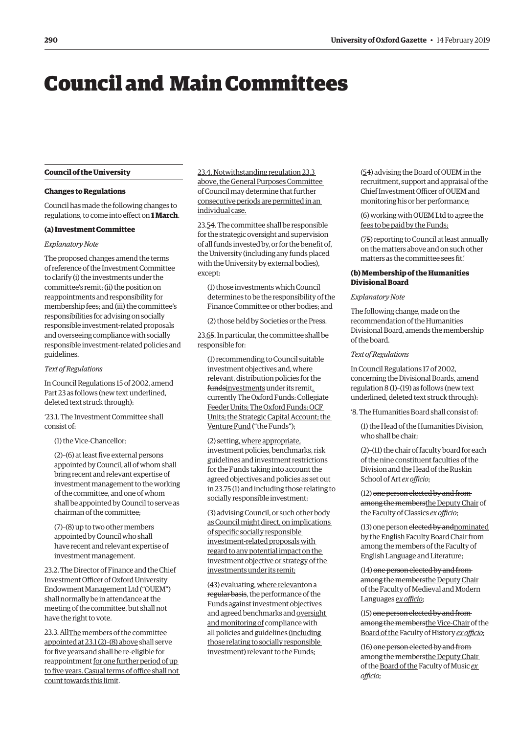# Council and Main Committees

## Council of the University

### Changes to Regulations

Council has made the following changes to regulations, to come into effect on **1 March**.

#### (a) Investment Committee

*Explanatory Note*

The proposed changes amend the terms of reference of the Investment Committee to clarify (i) the investments under the committee's remit; (ii) the position on reappointments and responsibility for membership fees; and (iii) the committee's responsibilities for advising on socially responsible investment-related proposals and overseeing compliance with socially responsible investment-related policies and guidelines.

*Text of Regulations*

In Council Regulations 15 of 2002, amend Part 23 as follows (new text underlined, deleted text struck through):

'23.1. The Investment Committee shall consist of:

(1) the Vice-Chancellor;

(2)–(6) at least five external persons appointed by Council, all of whom shall bring recent and relevant expertise of investment management to the working of the committee, and one of whom shall be appointed by Council to serve as chairman of the committee;

(7)–(8) up to two other members appointed by Council who shall have recent and relevant expertise of investment management.

23.2. The Director of Finance and the Chief Investment Officer of Oxford University Endowment Management Ltd ("OUEM") shall normally be in attendance at the meeting of the committee, but shall not have the right to vote.

23.3. ~~All~~<u>The</u> members of the committee <u>appointed at 23.1 (2)–(8) above</u> shall serve for five years and shall be re-eligible for reappointment <u>for one further period of up to five years. Casual terms of office shall not count towards this limit</u>.

<u>23.4. Notwithstanding regulation 23.3 above, the General Purposes Committee of Council may determine that further consecutive periods are permitted in an individual case.</u>

23.<u>5</u>~~4~~. The committee shall be responsible for the strategic oversight and supervision of all funds invested by, or for the benefit of, the University (including any funds placed with the University by external bodies), except:

(1) those investments which Council determines to be the responsibility of the Finance Committee or other bodies; and

(2) those held by Societies or the Press.

23.<u>6</u>~~5~~. In particular, the committee shall be responsible for:

(1) recommending to Council suitable investment objectives and, where relevant, distribution policies for the ~~funds~~<u>investments</u> under its remit<u>, currently The Oxford Funds: Collegiate Feeder Units; The Oxford Funds: OCF Units; the Strategic Capital Account; the Venture Fund</u> ("the Funds");

(2) setting<u>, where appropriate,</u> investment policies, benchmarks, risk guidelines and investment restrictions for the Funds taking into account the agreed objectives and policies as set out in 23.<u>7</u>~~5~~ (1) and including those relating to socially responsible investment;

<u>(3) advising Council, or such other body as Council might direct, on implications of specific socially responsible investment-related proposals with regard to any potential impact on the investment objective or strategy of the investments under its remit;</u>

(<u>4</u>~~3~~) evaluating, <u>where relevant</u>~~on a regular basis~~, the performance of the Funds against investment objectives and agreed benchmarks and <u>oversight and monitoring of</u> compliance with all policies and guidelines <u>(including those relating to socially responsible investment)</u> relevant to the Funds;

(<u>5</u>~~4~~) advising the Board of OUEM in the recruitment, support and appraisal of the Chief Investment Officer of OUEM and monitoring his or her performance;

<u>(6) working with OUEM Ltd to agree the fees to be paid by the Funds;</u>

(<u>7</u>~~5~~) reporting to Council at least annually on the matters above and on such other matters as the committee sees fit.'

#### (b) Membership of the Humanities Divisional Board

*Explanatory Note*

The following change, made on the recommendation of the Humanities Divisional Board, amends the membership of the board.

*Text of Regulations*

In Council Regulations 17 of 2002, concerning the Divisional Boards, amend regulation 8 (1)–(19) as follows (new text underlined, deleted text struck through):

'8. The Humanities Board shall consist of:

(1) the Head of the Humanities Division, who shall be chair;

(2)–(11) the chair of faculty board for each of the nine constituent faculties of the Division and the Head of the Ruskin School of Art *ex officio*;

(12) ~~one person elected by and from among the members~~<u>the Deputy Chair</u> of the Faculty of Classics <u>*ex officio*</u>;

(13) one person ~~elected by and~~<u>nominated by the English Faculty Board Chair</u> from among the members of the Faculty of English Language and Literature;

(14) ~~one person elected by and from among the members~~<u>the Deputy Chair</u> of the Faculty of Medieval and Modern Languages <u>*ex officio*</u>;

(15) ~~one person elected by and from among the members~~<u>the Vice-Chair</u> of the <u>Board of the</u> Faculty of History <u>*ex officio*</u>;

(16) ~~one person elected by and from among the members~~<u>the Deputy Chair</u> of the <u>Board of the</u> Faculty of Music <u>*ex officio*</u>;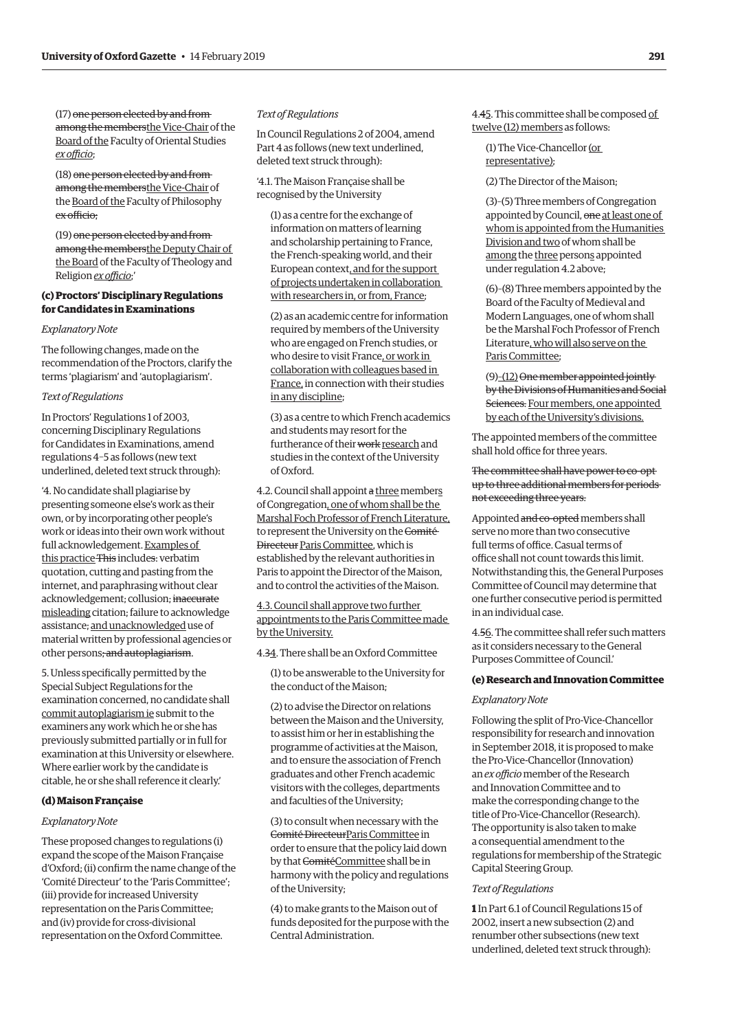(17) ~~one person elected by and from among the members~~<u>the Vice-Chair</u> of the <u>Board of the</u> Faculty of Oriental Studies <u>*ex officio*</u>;

(18) ~~one person elected by and from among the members~~<u>the Vice-Chair</u> of the <u>Board of the</u> Faculty of Philosophy ~~ex officio~~;

(19) ~~one person elected by and from among the members~~<u>the Deputy Chair of the Board</u> of the Faculty of Theology and Religion <u>*ex officio*</u>;'

### (c) Proctors' Disciplinary Regulations for Candidates in Examinations

*Explanatory Note*

The following changes, made on the recommendation of the Proctors, clarify the terms 'plagiarism' and 'autoplagiarism'.

*Text of Regulations*

In Proctors' Regulations 1 of 2003, concerning Disciplinary Regulations for Candidates in Examinations, amend regulations 4–5 as follows (new text underlined, deleted text struck through):

'4. No candidate shall plagiarise by presenting someone else's work as their own, or by incorporating other people's work or ideas into their own work without full acknowledgement. <u>Examples of this practice</u> ~~This~~ include~~s~~: verbatim quotation, cutting and pasting from the internet, and paraphrasing without clear acknowledgement; collusion; ~~inaccurate~~ <u>misleading</u> citation; failure to acknowledge assistance~~;~~ <u>and unacknowledged</u> use of material written by professional agencies or other persons~~; and autoplagiarism~~.

5. Unless specifically permitted by the Special Subject Regulations for the examination concerned, no candidate shall <u>commit autoplagiarism ie</u> submit to the examiners any work which he or she has previously submitted partially or in full for examination at this University or elsewhere. Where earlier work by the candidate is citable, he or she shall reference it clearly.'

### (d) Maison Française

*Explanatory Note*

These proposed changes to regulations (i) expand the scope of the Maison Française d'Oxford; (ii) confirm the name change of the 'Comité Directeur' to the 'Paris Committee'; (iii) provide for increased University representation on the Paris Committee; and (iv) provide for cross-divisional representation on the Oxford Committee.

*Text of Regulations*

In Council Regulations 2 of 2004, amend Part 4 as follows (new text underlined, deleted text struck through):

'4.1. The Maison Française shall be recognised by the University

(1) as a centre for the exchange of information on matters of learning and scholarship pertaining to France, the French-speaking world, and their European context<u>, and for the support of projects undertaken in collaboration with researchers in, or from, France</u>;

(2) as an academic centre for information required by members of the University who are engaged on French studies, or who desire to visit France<u>, or work in collaboration with colleagues based in France,</u> in connection with their studies <u>in any discipline</u>;

(3) as a centre to which French academics and students may resort for the furtherance of their ~~work~~ <u>research</u> and studies in the context of the University of Oxford.

4.2. Council shall appoint ~~a~~ <u>three</u> member<u>s</u> of Congregation<u>, one of whom shall be the Marshal Foch Professor of French Literature,</u> to represent the University on the ~~Comité Directeur~~ <u>Paris Committee</u>, which is established by the relevant authorities in Paris to appoint the Director of the Maison, and to control the activities of the Maison.

<u>4.3. Council shall approve two further appointments to the Paris Committee made by the University.</u>

4.~~3~~<u>4</u>. There shall be an Oxford Committee

(1) to be answerable to the University for the conduct of the Maison;

(2) to advise the Director on relations between the Maison and the University, to assist him or her in establishing the programme of activities at the Maison, and to ensure the association of French graduates and other French academic visitors with the colleges, departments and faculties of the University;

(3) to consult when necessary with the ~~Comité Directeur~~<u>Paris Committee</u> in order to ensure that the policy laid down by that ~~Comité~~<u>Committee</u> shall be in harmony with the policy and regulations of the University;

(4) to make grants to the Maison out of funds deposited for the purpose with the Central Administration.

4.~~4~~<u>5</u>. This committee shall be composed <u>of twelve (12) members</u> as follows:

(1) The Vice-Chancellor <u>(or representative)</u>;

(2) The Director of the Maison;

(3)–(5) Three members of Congregation appointed by Council, ~~one~~ <u>at least one of whom is appointed from the Humanities Division and two</u> of whom shall be <u>among</u> the <u>three</u> person<u>s</u> appointed under regulation 4.2 above;

(6)–(8) Three members appointed by the Board of the Faculty of Medieval and Modern Languages, one of whom shall be the Marshal Foch Professor of French Literature<u>, who will also serve on the Paris Committee</u>;

(9)<u>–(12)</u> ~~One member appointed jointly by the Divisions of Humanities and Social Sciences.~~ <u>Four members, one appointed by each of the University's divisions.</u>

The appointed members of the committee shall hold office for three years.

~~The committee shall have power to co-opt up to three additional members for periods not exceeding three years.~~

Appointed ~~and co-opted~~ members shall serve no more than two consecutive full terms of office. Casual terms of office shall not count towards this limit. Notwithstanding this, the General Purposes Committee of Council may determine that one further consecutive period is permitted in an individual case.

4.~~5~~<u>6</u>. The committee shall refer such matters as it considers necessary to the General Purposes Committee of Council.'

### (e) Research and Innovation Committee

*Explanatory Note*

Following the split of Pro-Vice-Chancellor responsibility for research and innovation in September 2018, it is proposed to make the Pro-Vice-Chancellor (Innovation) an *ex officio* member of the Research and Innovation Committee and to make the corresponding change to the title of Pro-Vice-Chancellor (Research). The opportunity is also taken to make a consequential amendment to the regulations for membership of the Strategic Capital Steering Group.

*Text of Regulations*

**1** In Part 6.1 of Council Regulations 15 of 2002, insert a new subsection (2) and renumber other subsections (new text underlined, deleted text struck through):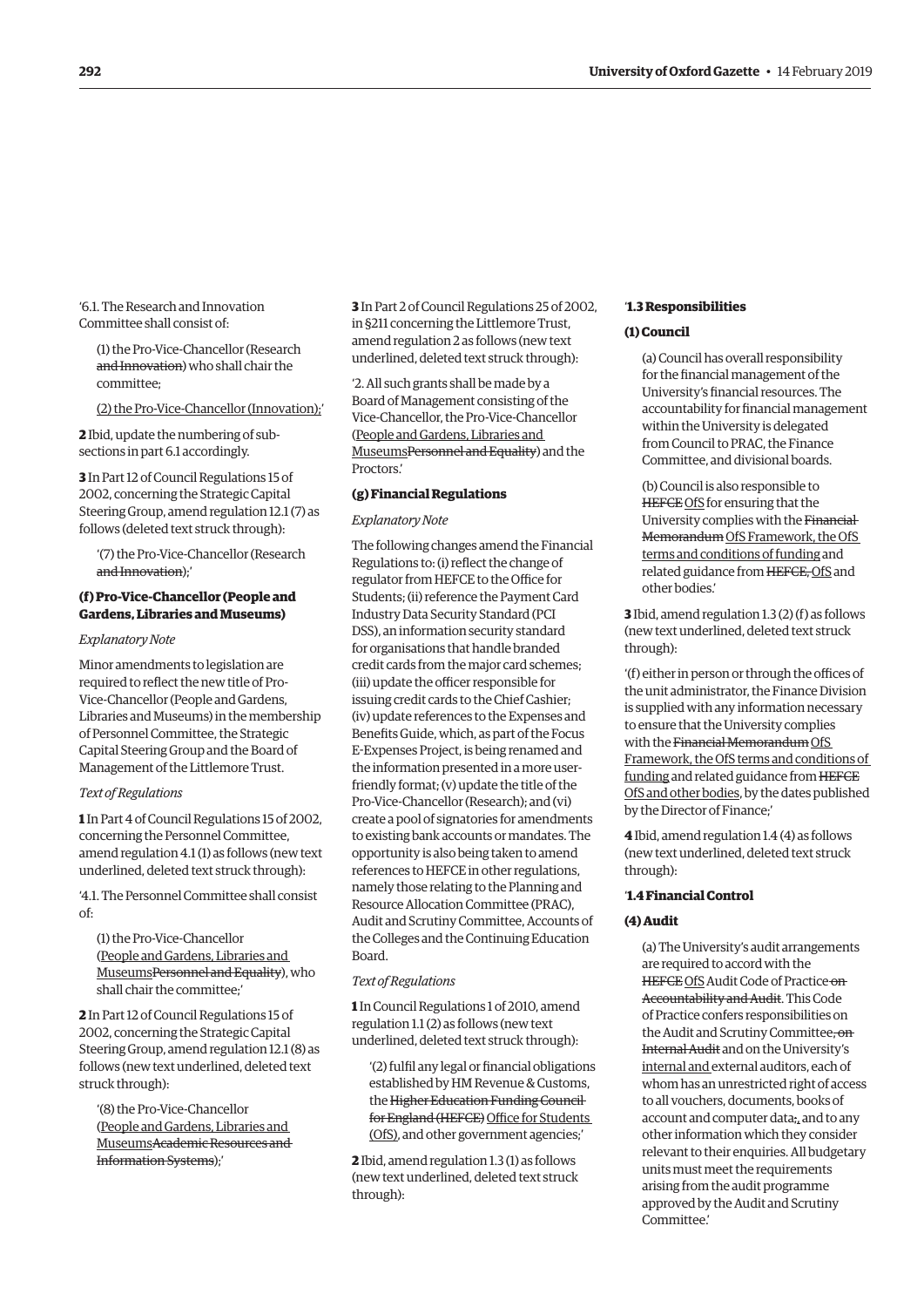'6.1. The Research and Innovation Committee shall consist of:

(1) the Pro-Vice-Chancellor (Research ~~and Innovation~~) who shall chair the committee;

<u>(2) the Pro-Vice-Chancellor (Innovation);</u>'

**2** Ibid, update the numbering of sub-sections in part 6.1 accordingly.

**3** In Part 12 of Council Regulations 15 of 2002, concerning the Strategic Capital Steering Group, amend regulation 12.1 (7) as follows (deleted text struck through):

'(7) the Pro-Vice-Chancellor (Research ~~and Innovation~~);'

### (f) Pro-Vice-Chancellor (People and Gardens, Libraries and Museums)

*Explanatory Note*

Minor amendments to legislation are required to reflect the new title of Pro-Vice-Chancellor (People and Gardens, Libraries and Museums) in the membership of Personnel Committee, the Strategic Capital Steering Group and the Board of Management of the Littlemore Trust.

*Text of Regulations*

**1** In Part 4 of Council Regulations 15 of 2002, concerning the Personnel Committee, amend regulation 4.1 (1) as follows (new text underlined, deleted text struck through):

'4.1. The Personnel Committee shall consist of:

(1) the Pro-Vice-Chancellor (<u>People and Gardens, Libraries and Museums</u>~~Personnel and Equality~~), who shall chair the committee;'

**2** In Part 12 of Council Regulations 15 of 2002, concerning the Strategic Capital Steering Group, amend regulation 12.1 (8) as follows (new text underlined, deleted text struck through):

'(8) the Pro-Vice-Chancellor (<u>People and Gardens, Libraries and Museums</u>~~Academic Resources and Information Systems~~);'

**3** In Part 2 of Council Regulations 25 of 2002, in §211 concerning the Littlemore Trust, amend regulation 2 as follows (new text underlined, deleted text struck through):

'2. All such grants shall be made by a Board of Management consisting of the Vice-Chancellor, the Pro-Vice-Chancellor (<u>People and Gardens, Libraries and Museums</u>~~Personnel and Equality~~) and the Proctors.'

### (g) Financial Regulations

*Explanatory Note*

The following changes amend the Financial Regulations to: (i) reflect the change of regulator from HEFCE to the Office for Students; (ii) reference the Payment Card Industry Data Security Standard (PCI DSS), an information security standard for organisations that handle branded credit cards from the major card schemes; (iii) update the officer responsible for issuing credit cards to the Chief Cashier; (iv) update references to the Expenses and Benefits Guide, which, as part of the Focus E-Expenses Project, is being renamed and the information presented in a more user-friendly format; (v) update the title of the Pro-Vice-Chancellor (Research); and (vi) create a pool of signatories for amendments to existing bank accounts or mandates. The opportunity is also being taken to amend references to HEFCE in other regulations, namely those relating to the Planning and Resource Allocation Committee (PRAC), Audit and Scrutiny Committee, Accounts of the Colleges and the Continuing Education Board.

*Text of Regulations*

**1** In Council Regulations 1 of 2010, amend regulation 1.1 (2) as follows (new text underlined, deleted text struck through):

'(2) fulfil any legal or financial obligations established by HM Revenue & Customs, the ~~Higher Education Funding Council for England (HEFCE)~~ <u>Office for Students (OfS)</u>, and other government agencies;'

**2** Ibid, amend regulation 1.3 (1) as follows (new text underlined, deleted text struck through):

'**1.3 Responsibilities**

**(1) Council**

(a) Council has overall responsibility for the financial management of the University's financial resources. The accountability for financial management within the University is delegated from Council to PRAC, the Finance Committee, and divisional boards.

(b) Council is also responsible to ~~HEFCE~~ <u>OfS</u> for ensuring that the University complies with the ~~Financial Memorandum~~ <u>OfS Framework, the OfS terms and conditions of funding</u> and related guidance from ~~HEFCE,~~ <u>OfS</u> and other bodies.'

**3** Ibid, amend regulation 1.3 (2) (f) as follows (new text underlined, deleted text struck through):

'(f) either in person or through the offices of the unit administrator, the Finance Division is supplied with any information necessary to ensure that the University complies with the ~~Financial Memorandum~~ <u>OfS Framework, the OfS terms and conditions of funding</u> and related guidance from ~~HEFCE~~ <u>OfS and other bodies</u>, by the dates published by the Director of Finance;'

**4** Ibid, amend regulation 1.4 (4) as follows (new text underlined, deleted text struck through):

'**1.4 Financial Control**

**(4) Audit**

(a) The University's audit arrangements are required to accord with the ~~HEFCE~~ <u>OfS</u> Audit Code of Practice ~~on Accountability and Audit~~. This Code of Practice confers responsibilities on the Audit and Scrutiny Committee~~, on Internal Audit~~ and on the University's <u>internal and</u> external auditors, each of whom has an unrestricted right of access to all vouchers, documents, books of account and computer data~~;~~<u>,</u> and to any other information which they consider relevant to their enquiries. All budgetary units must meet the requirements arising from the audit programme approved by the Audit and Scrutiny Committee.'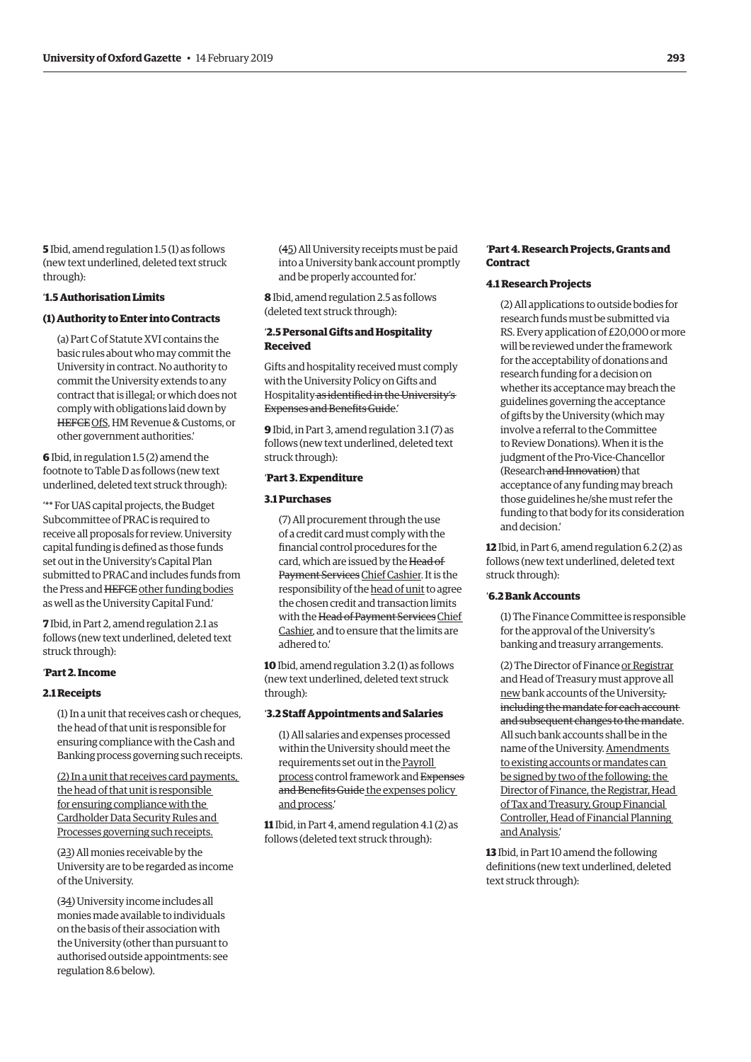**5** Ibid, amend regulation 1.5 (1) as follows (new text underlined, deleted text struck through):

'**1.5 Authorisation Limits**

**(1) Authority to Enter into Contracts**

(a) Part C of Statute XVI contains the basic rules about who may commit the University in contract. No authority to commit the University extends to any contract that is illegal; or which does not comply with obligations laid down by ~~HEFCE~~ <u>OfS</u>, HM Revenue & Customs, or other government authorities.'

**6** Ibid, in regulation 1.5 (2) amend the footnote to Table D as follows (new text underlined, deleted text struck through):

'** For UAS capital projects, the Budget Subcommittee of PRAC is required to receive all proposals for review. University capital funding is defined as those funds set out in the University's Capital Plan submitted to PRAC and includes funds from the Press and ~~HEFCE~~ <u>other funding bodies</u> as well as the University Capital Fund.'

**7** Ibid, in Part 2, amend regulation 2.1 as follows (new text underlined, deleted text struck through):

'**Part 2. Income**

**2.1 Receipts**

(1) In a unit that receives cash or cheques, the head of that unit is responsible for ensuring compliance with the Cash and Banking process governing such receipts.

<u>(2) In a unit that receives card payments, the head of that unit is responsible for ensuring compliance with the Cardholder Data Security Rules and Processes governing such receipts.</u>

(~~2~~<u>3</u>) All monies receivable by the University are to be regarded as income of the University.

(~~3~~<u>4</u>) University income includes all monies made available to individuals on the basis of their association with the University (other than pursuant to authorised outside appointments: see regulation 8.6 below).

(~~4~~<u>5</u>) All University receipts must be paid into a University bank account promptly and be properly accounted for.'

**8** Ibid, amend regulation 2.5 as follows (deleted text struck through):

'**2.5 Personal Gifts and Hospitality Received**

Gifts and hospitality received must comply with the University Policy on Gifts and Hospitality ~~as identified in the University's Expenses and Benefits Guide~~.'

**9** Ibid, in Part 3, amend regulation 3.1 (7) as follows (new text underlined, deleted text struck through):

'**Part 3. Expenditure**

**3.1 Purchases**

(7) All procurement through the use of a credit card must comply with the financial control procedures for the card, which are issued by the ~~Head of Payment Services~~ <u>Chief Cashier</u>. It is the responsibility of the <u>head of unit</u> to agree the chosen credit and transaction limits with the ~~Head of Payment Services~~ <u>Chief Cashier</u>, and to ensure that the limits are adhered to.'

**10** Ibid, amend regulation 3.2 (1) as follows (new text underlined, deleted text struck through):

'**3.2 Staff Appointments and Salaries**

(1) All salaries and expenses processed within the University should meet the requirements set out in the <u>Payroll process</u> control framework and ~~Expenses and Benefits Guide~~ <u>the expenses policy and process</u>.'

**11** Ibid, in Part 4, amend regulation 4.1 (2) as follows (deleted text struck through):

'**Part 4. Research Projects, Grants and Contract**

**4.1 Research Projects**

(2) All applications to outside bodies for research funds must be submitted via RS. Every application of £20,000 or more will be reviewed under the framework for the acceptability of donations and research funding for a decision on whether its acceptance may breach the guidelines governing the acceptance of gifts by the University (which may involve a referral to the Committee to Review Donations). When it is the judgment of the Pro-Vice-Chancellor (Research ~~and Innovation~~) that acceptance of any funding may breach those guidelines he/she must refer the funding to that body for its consideration and decision.'

**12** Ibid, in Part 6, amend regulation 6.2 (2) as follows (new text underlined, deleted text struck through):

'**6.2 Bank Accounts**

(1) The Finance Committee is responsible for the approval of the University's banking and treasury arrangements.

(2) The Director of Finance <u>or Registrar</u> and Head of Treasury must approve all <u>new</u> bank accounts of the University~~, including the mandate for each account and subsequent changes to the mandate~~. All such bank accounts shall be in the name of the University. <u>Amendments to existing accounts or mandates can be signed by two of the following: the Director of Finance, the Registrar, Head of Tax and Treasury, Group Financial Controller, Head of Financial Planning and Analysis.</u>'

**13** Ibid, in Part 10 amend the following definitions (new text underlined, deleted text struck through):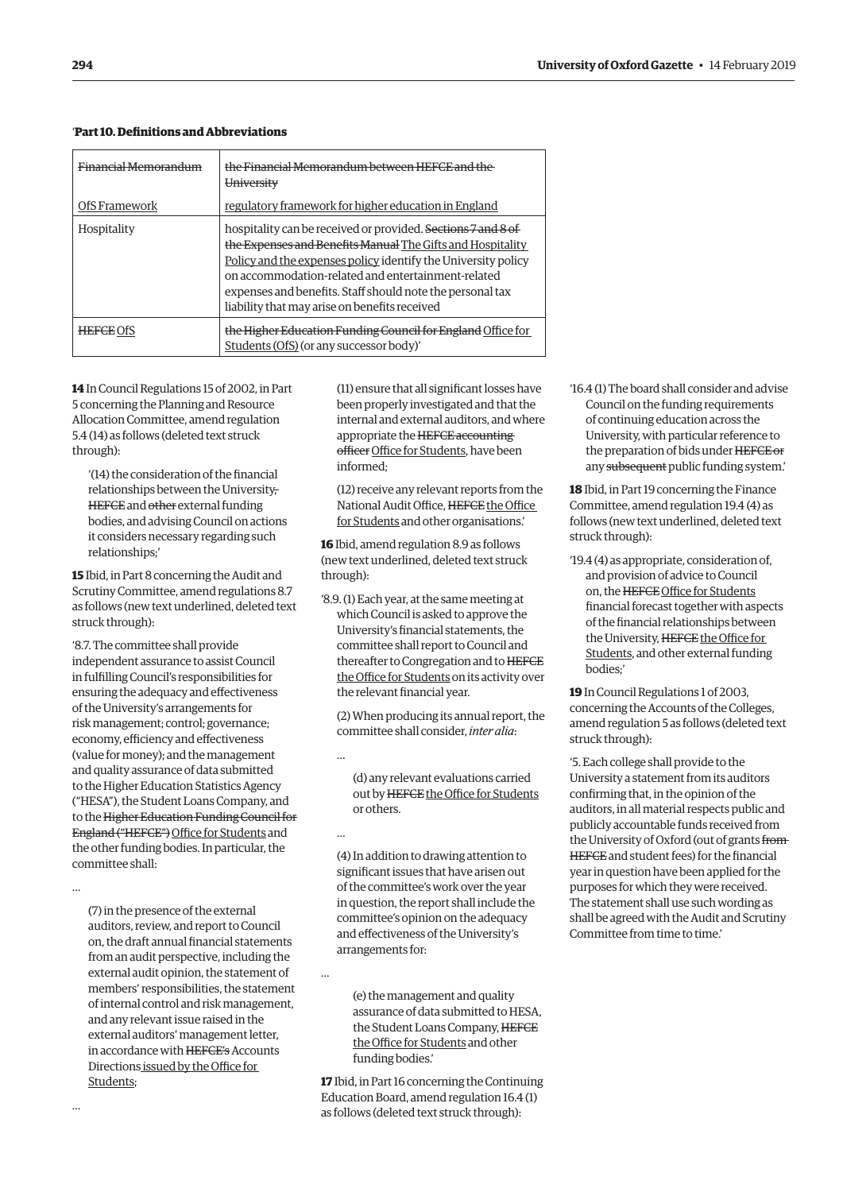'**Part 10. Definitions and Abbreviations**

| | |
|---|---|
| ~~Financial Memorandum~~<br><br>OfS Framework | ~~the Financial Memorandum between HEFCE and the University~~<br><br>regulatory framework for higher education in England |
| Hospitality | hospitality can be received or provided. ~~Sections 7 and 8 of the Expenses and Benefits Manual~~ The Gifts and Hospitality Policy and the expenses policy identify the University policy on accommodation-related and entertainment-related expenses and benefits. Staff should note the personal tax liability that may arise on benefits received |
| ~~HEFCE~~ OfS | ~~the Higher Education Funding Council for England~~ Office for Students (OfS) (or any successor body)' |

**14** In Council Regulations 15 of 2002, in Part 5 concerning the Planning and Resource Allocation Committee, amend regulation 5.4 (14) as follows (deleted text struck through):

'(14) the consideration of the financial relationships between the University~~,~~ ~~HEFCE~~ and ~~other~~ external funding bodies, and advising Council on actions it considers necessary regarding such relationships;'

**15** Ibid, in Part 8 concerning the Audit and Scrutiny Committee, amend regulations 8.7 as follows (new text underlined, deleted text struck through):

'8.7. The committee shall provide independent assurance to assist Council in fulfilling Council's responsibilities for ensuring the adequacy and effectiveness of the University's arrangements for risk management; control; governance; economy, efficiency and effectiveness (value for money); and the management and quality assurance of data submitted to the Higher Education Statistics Agency ("HESA"), the Student Loans Company, and to the ~~Higher Education Funding Council for England ("HEFCE")~~ Office for Students and the other funding bodies. In particular, the committee shall:

...

(7) in the presence of the external auditors, review, and report to Council on, the draft annual financial statements from an audit perspective, including the external audit opinion, the statement of members' responsibilities, the statement of internal control and risk management, and any relevant issue raised in the external auditors' management letter, in accordance with ~~HEFCE's~~ Accounts Directions issued by the Office for Students;

...

(11) ensure that all significant losses have been properly investigated and that the internal and external auditors, and where appropriate the ~~HEFCE accounting officer~~ Office for Students, have been informed;

(12) receive any relevant reports from the National Audit Office, ~~HEFCE~~ the Office for Students and other organisations.'

**16** Ibid, amend regulation 8.9 as follows (new text underlined, deleted text struck through):

'8.9. (1) Each year, at the same meeting at which Council is asked to approve the University's financial statements, the committee shall report to Council and thereafter to Congregation and to ~~HEFCE~~ the Office for Students on its activity over the relevant financial year.

(2) When producing its annual report, the committee shall consider, *inter alia*:

...

(d) any relevant evaluations carried out by ~~HEFCE~~ the Office for Students or others.

...

(4) In addition to drawing attention to significant issues that have arisen out of the committee's work over the year in question, the report shall include the committee's opinion on the adequacy and effectiveness of the University's arrangements for:

...

(e) the management and quality assurance of data submitted to HESA, the Student Loans Company, ~~HEFCE~~ the Office for Students and other funding bodies.'

**17** Ibid, in Part 16 concerning the Continuing Education Board, amend regulation 16.4 (1) as follows (deleted text struck through):

'16.4 (1) The board shall consider and advise Council on the funding requirements of continuing education across the University, with particular reference to the preparation of bids under ~~HEFCE or~~ any ~~subsequent~~ public funding system.'

**18** Ibid, in Part 19 concerning the Finance Committee, amend regulation 19.4 (4) as follows (new text underlined, deleted text struck through):

'19.4 (4) as appropriate, consideration of, and provision of advice to Council on, the ~~HEFCE~~ Office for Students financial forecast together with aspects of the financial relationships between the University, ~~HEFCE~~ the Office for Students, and other external funding bodies;'

**19** In Council Regulations 1 of 2003, concerning the Accounts of the Colleges, amend regulation 5 as follows (deleted text struck through):

'5. Each college shall provide to the University a statement from its auditors confirming that, in the opinion of the auditors, in all material respects public and publicly accountable funds received from the University of Oxford (out of grants ~~from HEFCE~~ and student fees) for the financial year in question have been applied for the purposes for which they were received. The statement shall use such wording as shall be agreed with the Audit and Scrutiny Committee from time to time.'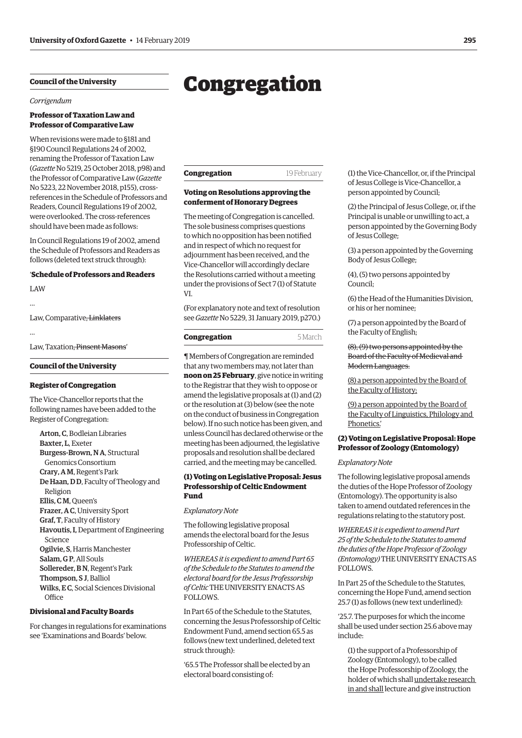## Council of the University

*Corrigendum*

### Professor of Taxation Law and Professor of Comparative Law

When revisions were made to §181 and §190 Council Regulations 24 of 2002, renaming the Professor of Taxation Law (*Gazette* No 5219, 25 October 2018, p98) and the Professor of Comparative Law (*Gazette* No 5223, 22 November 2018, p155), cross-references in the Schedule of Professors and Readers, Council Regulations 19 of 2002, were overlooked. The cross-references should have been made as follows:

In Council Regulations 19 of 2002, amend the Schedule of Professors and Readers as follows (deleted text struck through):

'**Schedule of Professors and Readers**

LAW

...

Law, Comparative~~, Linklaters~~

...

Law, Taxation~~, Pinsent Masons~~'

## Council of the University

### Register of Congregation

The Vice-Chancellor reports that the following names have been added to the Register of Congregation:

- **Arton, C**, Bodleian Libraries
- **Baxter, L**, Exeter
- **Burgess-Brown, N A**, Structural Genomics Consortium
- **Crary, A M**, Regent's Park
- **De Haan, D D**, Faculty of Theology and Religion
- **Ellis, C M**, Queen's
- **Frazer, A C**, University Sport
- **Graf, T**, Faculty of History
- **Havoutis, I**, Department of Engineering Science
- **Ogilvie, S**, Harris Manchester
- **Salam, G P**, All Souls
- **Sollereder, B N**, Regent's Park
- **Thompson, S J**, Balliol
- **Wilks, E C**, Social Sciences Divisional Office

### Divisional and Faculty Boards

For changes in regulations for examinations see 'Examinations and Boards' below.

# Congregation

## Congregation — 19 February

### Voting on Resolutions approving the conferment of Honorary Degrees

The meeting of Congregation is cancelled. The sole business comprises questions to which no opposition has been notified and in respect of which no request for adjournment has been received, and the Vice-Chancellor will accordingly declare the Resolutions carried without a meeting under the provisions of Sect 7 (1) of Statute VI.

(For explanatory note and text of resolution see *Gazette* No 5229, 31 January 2019, p270.)

## Congregation — 5 March

¶ Members of Congregation are reminded that any two members may, not later than **noon on 25 February**, give notice in writing to the Registrar that they wish to oppose or amend the legislative proposals at (1) and (2) or the resolution at (3) below (see the note on the conduct of business in Congregation below). If no such notice has been given, and unless Council has declared otherwise or the meeting has been adjourned, the legislative proposals and resolution shall be declared carried, and the meeting may be cancelled.

### (1) Voting on Legislative Proposal: Jesus Professorship of Celtic Endowment Fund

*Explanatory Note*

The following legislative proposal amends the electoral board for the Jesus Professorship of Celtic.

*WHEREAS it is expedient to amend Part 65 of the Schedule to the Statutes to amend the electoral board for the Jesus Professorship of Celtic* THE UNIVERSITY ENACTS AS FOLLOWS.

In Part 65 of the Schedule to the Statutes, concerning the Jesus Professorship of Celtic Endowment Fund, amend section 65.5 as follows (new text underlined, deleted text struck through):

'65.5 The Professor shall be elected by an electoral board consisting of:

(1) the Vice-Chancellor, or, if the Principal of Jesus College is Vice-Chancellor, a person appointed by Council;

(2) the Principal of Jesus College, or, if the Principal is unable or unwilling to act, a person appointed by the Governing Body of Jesus College;

(3) a person appointed by the Governing Body of Jesus College;

(4), (5) two persons appointed by Council;

(6) the Head of the Humanities Division, or his or her nominee;

(7) a person appointed by the Board of the Faculty of English;

~~(8), (9) two persons appointed by the Board of the Faculty of Medieval and Modern Languages.~~

<u>(8) a person appointed by the Board of the Faculty of History;</u>

<u>(9) a person appointed by the Board of the Faculty of Linguistics, Philology and Phonetics.</u>'

### (2) Voting on Legislative Proposal: Hope Professor of Zoology (Entomology)

*Explanatory Note*

The following legislative proposal amends the duties of the Hope Professor of Zoology (Entomology). The opportunity is also taken to amend outdated references in the regulations relating to the statutory post.

*WHEREAS it is expedient to amend Part 25 of the Schedule to the Statutes to amend the duties of the Hope Professor of Zoology (Entomology)* THE UNIVERSITY ENACTS AS FOLLOWS.

In Part 25 of the Schedule to the Statutes, concerning the Hope Fund, amend section 25.7 (1) as follows (new text underlined):

'25.7. The purposes for which the income shall be used under section 25.6 above may include:

(1) the support of a Professorship of Zoology (Entomology), to be called the Hope Professorship of Zoology, the holder of which shall <u>undertake research in and shall</u> lecture and give instruction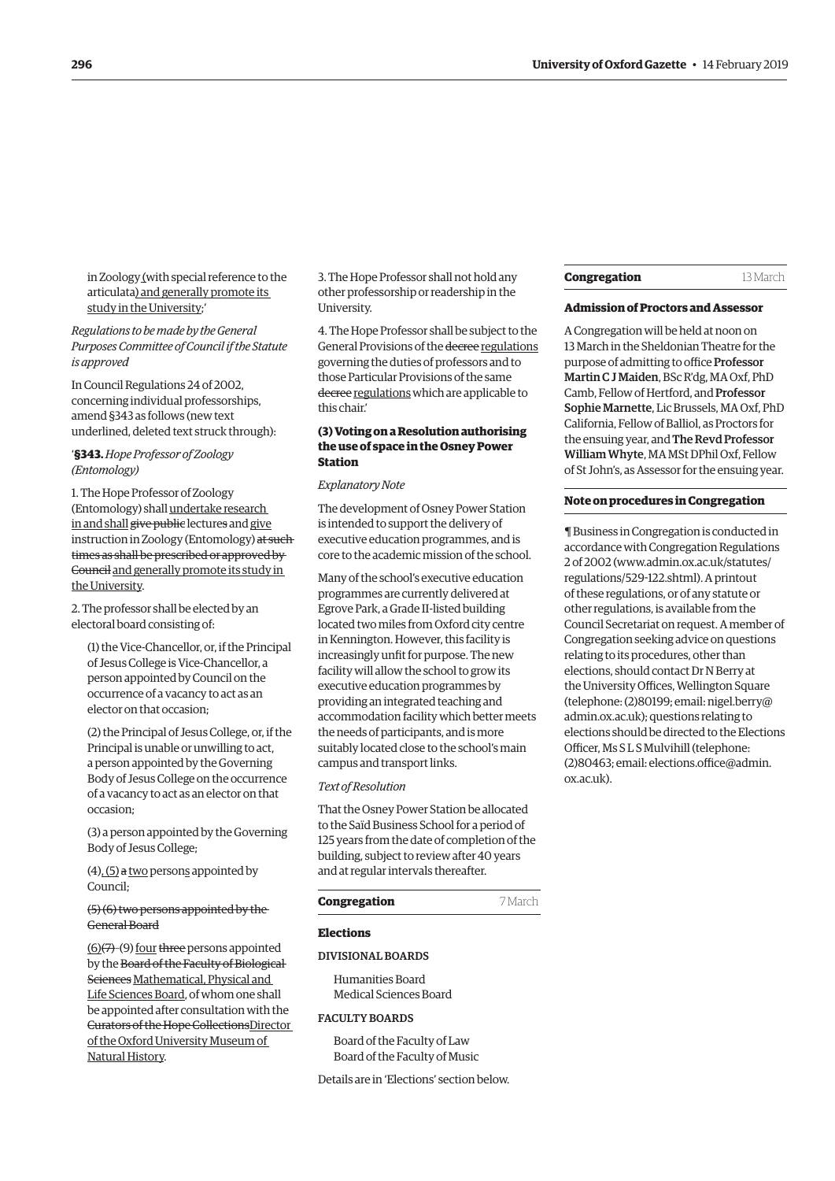in Zoology <u>(</u>with special reference to the articulata<u>) and generally promote its study in the University</u>;'

*Regulations to be made by the General Purposes Committee of Council if the Statute is approved*

In Council Regulations 24 of 2002, concerning individual professorships, amend §343 as follows (new text underlined, deleted text struck through):

'**§343.** *Hope Professor of Zoology (Entomology)*

1. The Hope Professor of Zoology (Entomology) shall <u>undertake research in and shall</u> ~~give public~~ lecture~~s~~ and <u>give</u> instruction in Zoology (Entomology) ~~at such times as shall be prescribed or approved by Council~~ <u>and generally promote its study in the University</u>.

2. The professor shall be elected by an electoral board consisting of:

(1) the Vice-Chancellor, or, if the Principal of Jesus College is Vice-Chancellor, a person appointed by Council on the occurrence of a vacancy to act as an elector on that occasion;

(2) the Principal of Jesus College, or, if the Principal is unable or unwilling to act, a person appointed by the Governing Body of Jesus College on the occurrence of a vacancy to act as an elector on that occasion;

(3) a person appointed by the Governing Body of Jesus College;

(4)<u>, (5)</u> ~~a~~ <u>two</u> person<u>s</u> appointed by Council;

~~(5) (6) two persons appointed by the General Board~~

<u>(6)</u>~~(7)~~ (9) <u>four</u> ~~three~~ persons appointed by the ~~Board of the Faculty of Biological Sciences~~ <u>Mathematical, Physical and Life Sciences Board</u>, of whom one shall be appointed after consultation with the ~~Curators of the Hope Collections~~<u>Director of the Oxford University Museum of Natural History</u>.

3. The Hope Professor shall not hold any other professorship or readership in the University.

4. The Hope Professor shall be subject to the General Provisions of the ~~decree~~ <u>regulations</u> governing the duties of professors and to those Particular Provisions of the same ~~decree~~ <u>regulations</u> which are applicable to this chair.'

### (3) Voting on a Resolution authorising the use of space in the Osney Power Station

*Explanatory Note*

The development of Osney Power Station is intended to support the delivery of executive education programmes, and is core to the academic mission of the school.

Many of the school's executive education programmes are currently delivered at Egrove Park, a Grade II-listed building located two miles from Oxford city centre in Kennington. However, this facility is increasingly unfit for purpose. The new facility will allow the school to grow its executive education programmes by providing an integrated teaching and accommodation facility which better meets the needs of participants, and is more suitably located close to the school's main campus and transport links.

*Text of Resolution*

That the Osney Power Station be allocated to the Saïd Business School for a period of 125 years from the date of completion of the building, subject to review after 40 years and at regular intervals thereafter.

## Congregation — 7 March

### Elections

DIVISIONAL BOARDS

Humanities Board
Medical Sciences Board

FACULTY BOARDS

Board of the Faculty of Law
Board of the Faculty of Music

Details are in 'Elections' section below.

## Congregation — 13 March

### Admission of Proctors and Assessor

A Congregation will be held at noon on 13 March in the Sheldonian Theatre for the purpose of admitting to office **Professor Martin C J Maiden**, BSc R'dg, MA Oxf, PhD Camb, Fellow of Hertford, and **Professor Sophie Marnette**, Lic Brussels, MA Oxf, PhD California, Fellow of Balliol, as Proctors for the ensuing year, and **The Revd Professor William Whyte**, MA MSt DPhil Oxf, Fellow of St John's, as Assessor for the ensuing year.

### Note on procedures in Congregation

¶ Business in Congregation is conducted in accordance with Congregation Regulations 2 of 2002 (www.admin.ox.ac.uk/statutes/regulations/529-122.shtml). A printout of these regulations, or of any statute or other regulations, is available from the Council Secretariat on request. A member of Congregation seeking advice on questions relating to its procedures, other than elections, should contact Dr N Berry at the University Offices, Wellington Square (telephone: (2)80199; email: nigel.berry@admin.ox.ac.uk); questions relating to elections should be directed to the Elections Officer, Ms S L S Mulvihill (telephone: (2)80463; email: elections.office@admin.ox.ac.uk).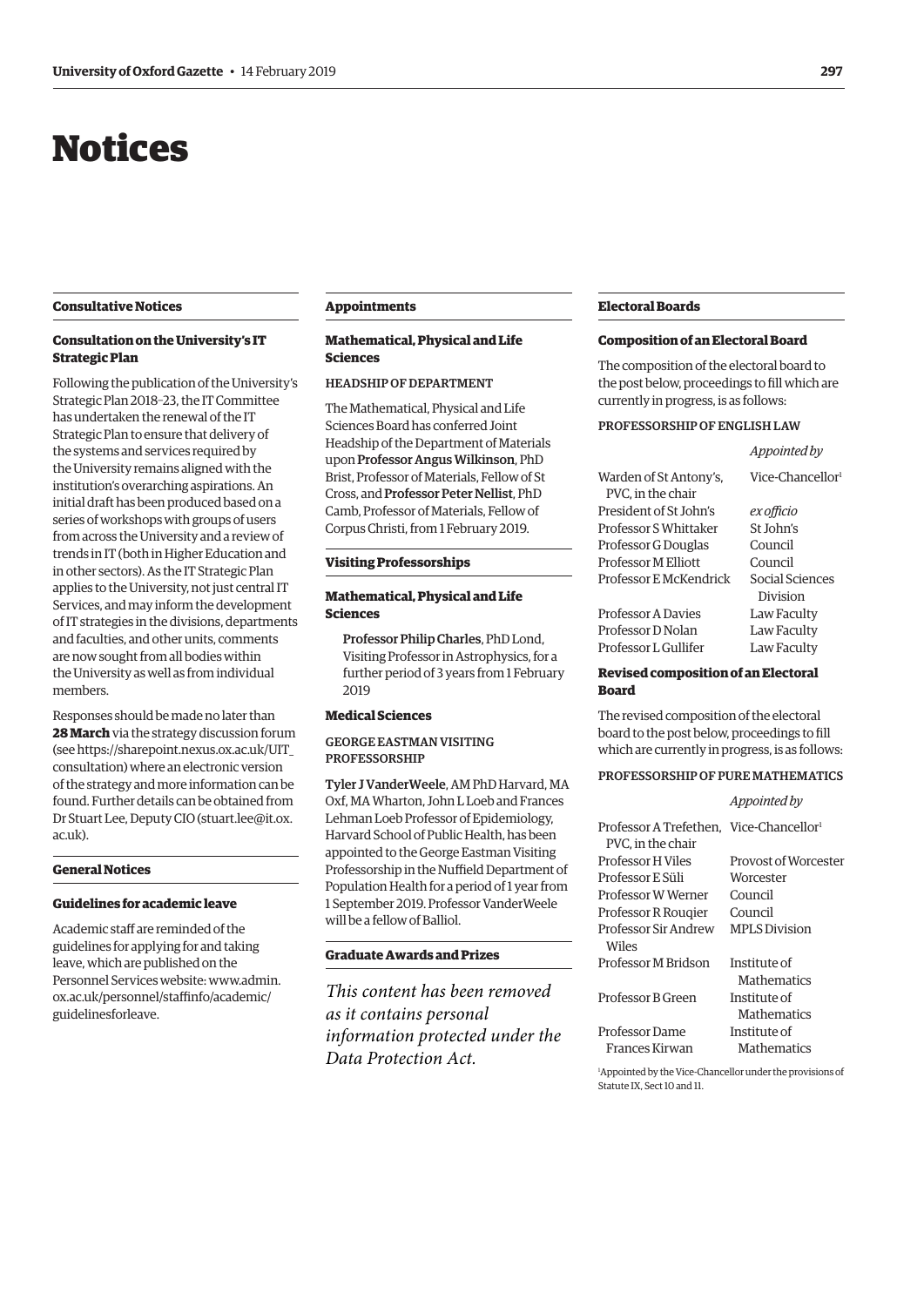# Notices

## Consultative Notices

### Consultation on the University's IT Strategic Plan

Following the publication of the University's Strategic Plan 2018–23, the IT Committee has undertaken the renewal of the IT Strategic Plan to ensure that delivery of the systems and services required by the University remains aligned with the institution's overarching aspirations. An initial draft has been produced based on a series of workshops with groups of users from across the University and a review of trends in IT (both in Higher Education and in other sectors). As the IT Strategic Plan applies to the University, not just central IT Services, and may inform the development of IT strategies in the divisions, departments and faculties, and other units, comments are now sought from all bodies within the University as well as from individual members.

Responses should be made no later than **28 March** via the strategy discussion forum (see https://sharepoint.nexus.ox.ac.uk/UIT_consultation) where an electronic version of the strategy and more information can be found. Further details can be obtained from Dr Stuart Lee, Deputy CIO (stuart.lee@it.ox.ac.uk).

## General Notices

### Guidelines for academic leave

Academic staff are reminded of the guidelines for applying for and taking leave, which are published on the Personnel Services website: www.admin.ox.ac.uk/personnel/staffinfo/academic/guidelinesforleave.

## Appointments

### Mathematical, Physical and Life Sciences

HEADSHIP OF DEPARTMENT

The Mathematical, Physical and Life Sciences Board has conferred Joint Headship of the Department of Materials upon **Professor Angus Wilkinson**, PhD Brist, Professor of Materials, Fellow of St Cross, and **Professor Peter Nellist**, PhD Camb, Professor of Materials, Fellow of Corpus Christi, from 1 February 2019.

## Visiting Professorships

### Mathematical, Physical and Life Sciences

**Professor Philip Charles**, PhD Lond, Visiting Professor in Astrophysics, for a further period of 3 years from 1 February 2019

### Medical Sciences

GEORGE EASTMAN VISITING PROFESSORSHIP

**Tyler J VanderWeele**, AM PhD Harvard, MA Oxf, MA Wharton, John L Loeb and Frances Lehman Loeb Professor of Epidemiology, Harvard School of Public Health, has been appointed to the George Eastman Visiting Professorship in the Nuffield Department of Population Health for a period of 1 year from 1 September 2019. Professor VanderWeele will be a fellow of Balliol.

## Graduate Awards and Prizes

*This content has been removed as it contains personal information protected under the Data Protection Act.*

## Electoral Boards

### Composition of an Electoral Board

The composition of the electoral board to the post below, proceedings to fill which are currently in progress, is as follows:

PROFESSORSHIP OF ENGLISH LAW

| | *Appointed by* |
|---|---|
| Warden of St Antony's, PVC, in the chair | Vice-Chancellor[1] |
| President of St John's | *ex officio* |
| Professor S Whittaker | St John's |
| Professor G Douglas | Council |
| Professor M Elliott | Council |
| Professor E McKendrick | Social Sciences Division |
| Professor A Davies | Law Faculty |
| Professor D Nolan | Law Faculty |
| Professor L Gullifer | Law Faculty |

### Revised composition of an Electoral Board

The revised composition of the electoral board to the post below, proceedings to fill which are currently in progress, is as follows:

PROFESSORSHIP OF PURE MATHEMATICS

| | *Appointed by* |
|---|---|
| Professor A Trefethen, PVC, in the chair | Vice-Chancellor[1] |
| Professor H Viles | Provost of Worcester |
| Professor E Süli | Worcester |
| Professor W Werner | Council |
| Professor R Rouqier | Council |
| Professor Sir Andrew Wiles | MPLS Division |
| Professor M Bridson | Institute of Mathematics |
| Professor B Green | Institute of Mathematics |
| Professor Dame Frances Kirwan | Institute of Mathematics |

[1]Appointed by the Vice-Chancellor under the provisions of Statute IX, Sect 10 and 11.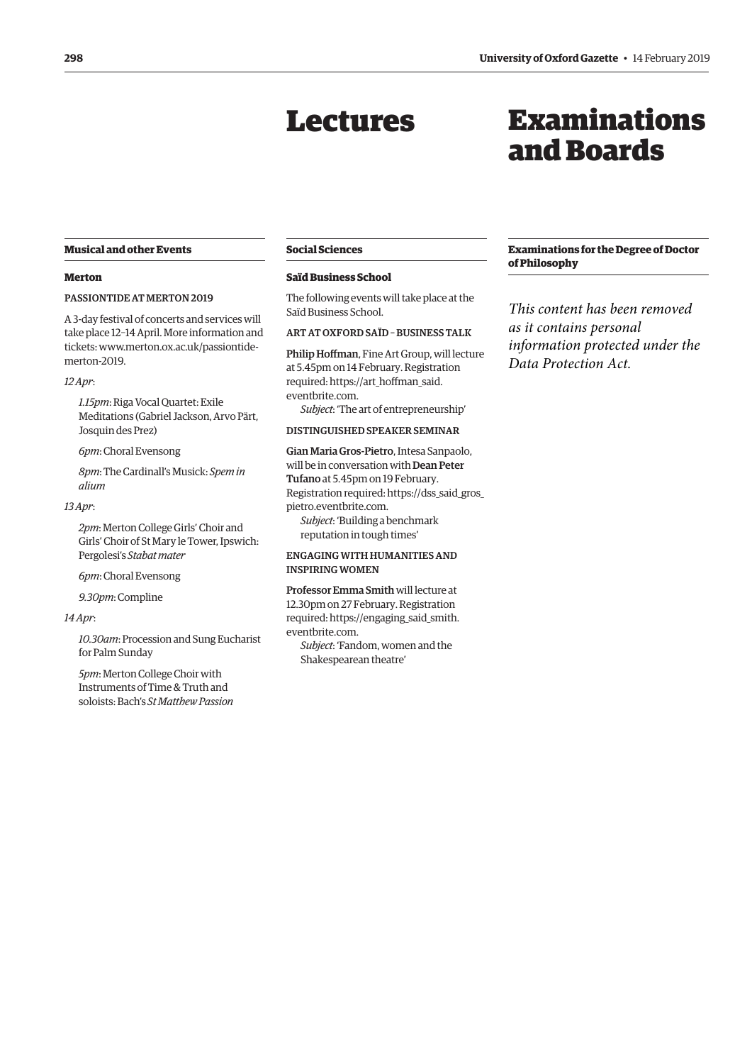# Lectures

## Musical and other Events

### Merton

PASSIONTIDE AT MERTON 2019

A 3-day festival of concerts and services will take place 12–14 April. More information and tickets: www.merton.ox.ac.uk/passiontide-merton-2019.

*12 Apr*:

*1.15pm*: Riga Vocal Quartet: Exile Meditations (Gabriel Jackson, Arvo Pärt, Josquin des Prez)

*6pm*: Choral Evensong

*8pm*: The Cardinall's Musick: *Spem in alium*

*13 Apr*:

*2pm*: Merton College Girls' Choir and Girls' Choir of St Mary le Tower, Ipswich: Pergolesi's *Stabat mater*

*6pm*: Choral Evensong

*9.30pm*: Compline

*14 Apr*:

*10.30am*: Procession and Sung Eucharist for Palm Sunday

*5pm*: Merton College Choir with Instruments of Time & Truth and soloists: Bach's *St Matthew Passion*

## Social Sciences

### Saïd Business School

The following events will take place at the Saïd Business School.

ART AT OXFORD SAÏD – BUSINESS TALK

**Philip Hoffman**, Fine Art Group, will lecture at 5.45pm on 14 February. Registration required: https://art_hoffman_said.eventbrite.com.

*Subject*: 'The art of entrepreneurship'

DISTINGUISHED SPEAKER SEMINAR

**Gian Maria Gros-Pietro**, Intesa Sanpaolo, will be in conversation with **Dean Peter Tufano** at 5.45pm on 19 February. Registration required: https://dss_said_gros_pietro.eventbrite.com.

*Subject*: 'Building a benchmark reputation in tough times'

ENGAGING WITH HUMANITIES AND INSPIRING WOMEN

**Professor Emma Smith** will lecture at 12.30pm on 27 February. Registration required: https://engaging_said_smith.eventbrite.com.

*Subject*: 'Fandom, women and the Shakespearean theatre'

# Examinations and Boards

## Examinations for the Degree of Doctor of Philosophy

*This content has been removed as it contains personal information protected under the Data Protection Act.*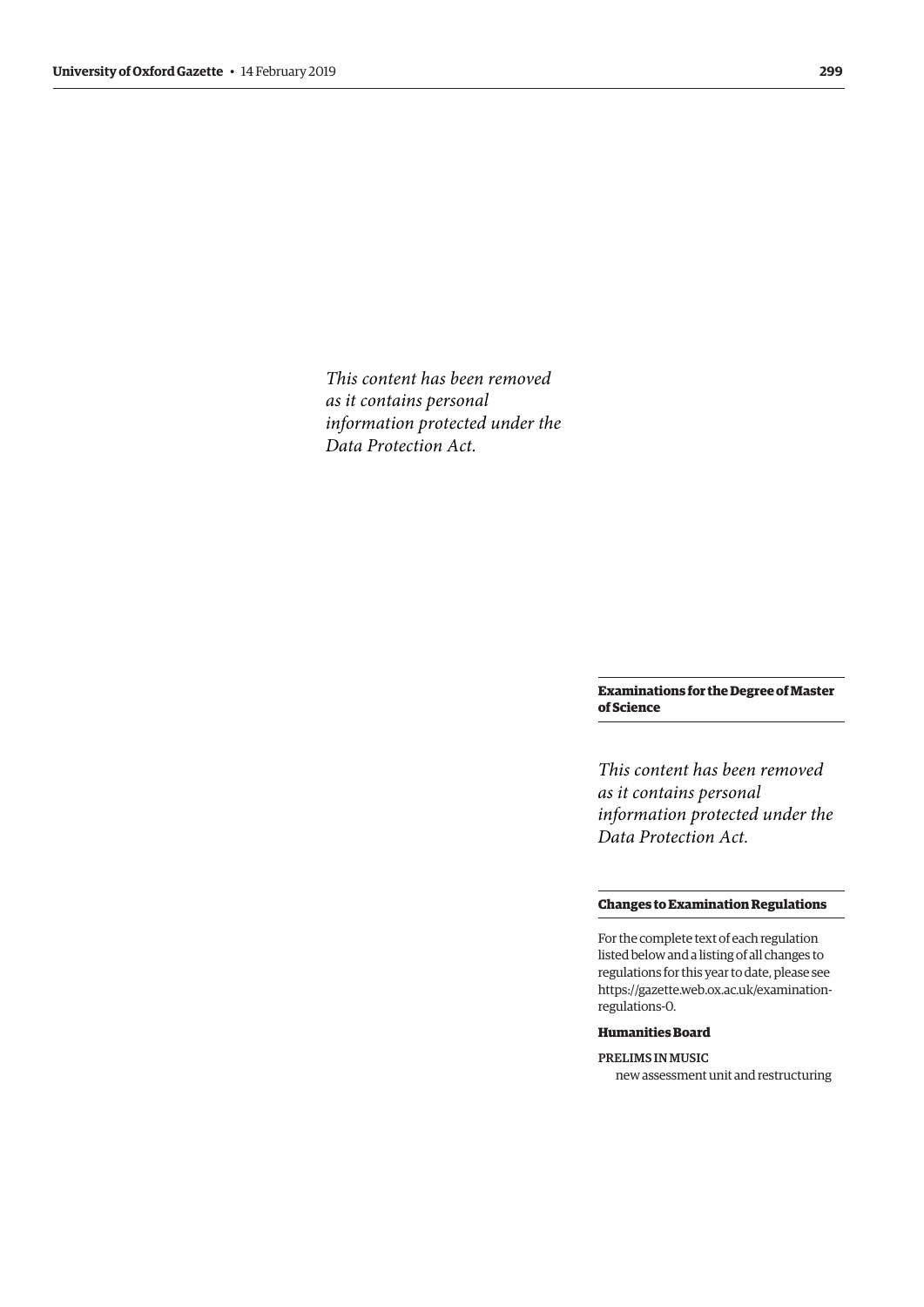*This content has been removed as it contains personal information protected under the Data Protection Act.*

### Examinations for the Degree of Master of Science

*This content has been removed as it contains personal information protected under the Data Protection Act.*

### Changes to Examination Regulations

For the complete text of each regulation listed below and a listing of all changes to regulations for this year to date, please see https://gazette.web.ox.ac.uk/examination-regulations-0.

#### Humanities Board

PRELIMS IN MUSIC
new assessment unit and restructuring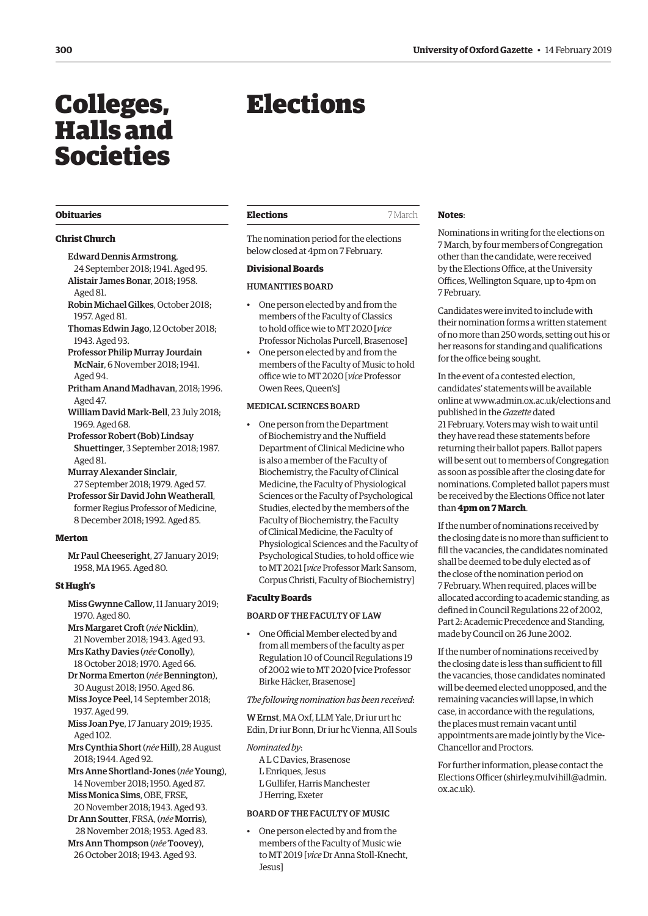# Colleges, Halls and Societies

## Obituaries

### Christ Church

**Edward Dennis Armstrong**, 24 September 2018; 1941. Aged 95.

**Alistair James Bonar**, 2018; 1958. Aged 81.

**Robin Michael Gilkes**, October 2018; 1957. Aged 81.

**Thomas Edwin Jago**, 12 October 2018; 1943. Aged 93.

**Professor Philip Murray Jourdain McNair**, 6 November 2018; 1941. Aged 94.

**Pritham Anand Madhavan**, 2018; 1996. Aged 47.

**William David Mark-Bell**, 23 July 2018; 1969. Aged 68.

**Professor Robert (Bob) Lindsay Shuttinger**, 3 September 2018; 1987. Aged 81.

**Murray Alexander Sinclair**, 27 September 2018; 1979. Aged 57.

**Professor Sir David John Weatherall**, former Regius Professor of Medicine, 8 December 2018; 1992. Aged 85.

### Merton

**Mr Paul Cheeseright**, 27 January 2019; 1958, MA 1965. Aged 80.

### St Hugh's

**Miss Gwynne Callow**, 11 January 2019; 1970. Aged 80.

**Mrs Margaret Croft** (*née* **Nicklin**), 21 November 2018; 1943. Aged 93.

**Mrs Kathy Davies** (*née* **Conolly**), 18 October 2018; 1970. Aged 66.

**Dr Norma Emerton** (*née* **Bennington**), 30 August 2018; 1950. Aged 86.

**Miss Joyce Peel**, 14 September 2018; 1937. Aged 99.

**Miss Joan Pye**, 17 January 2019; 1935. Aged 102.

**Mrs Cynthia Short** (*née* **Hill**), 28 August 2018; 1944. Aged 92.

**Mrs Anne Shortland-Jones** (*née* **Young**), 14 November 2018; 1950. Aged 87.

**Miss Monica Sims**, OBE, FRSE, 20 November 2018; 1943. Aged 93.

**Dr Ann Soutter**, FRSA, (*née* **Morris**), 28 November 2018; 1953. Aged 83.

**Mrs Ann Thompson** (*née* **Toovey**), 26 October 2018; 1943. Aged 93.

# Elections

## Elections *7 March*

The nomination period for the elections below closed at 4pm on 7 February.

### Divisional Boards

#### HUMANITIES BOARD

- One person elected by and from the members of the Faculty of Classics to hold office wie to MT 2020 [*vice* Professor Nicholas Purcell, Brasenose]
- One person elected by and from the members of the Faculty of Music to hold office wie to MT 2020 [*vice* Professor Owen Rees, Queen's]

#### MEDICAL SCIENCES BOARD

- One person from the Department of Biochemistry and the Nuffield Department of Clinical Medicine who is also a member of the Faculty of Biochemistry, the Faculty of Clinical Medicine, the Faculty of Physiological Sciences or the Faculty of Psychological Studies, elected by the members of the Faculty of Biochemistry, the Faculty of Clinical Medicine, the Faculty of Physiological Sciences and the Faculty of Psychological Studies, to hold office wie to MT 2021 [*vice* Professor Mark Sansom, Corpus Christi, Faculty of Biochemistry]

### Faculty Boards

#### BOARD OF THE FACULTY OF LAW

- One Official Member elected by and from all members of the faculty as per Regulation 10 of Council Regulations 19 of 2002 wie to MT 2020 [vice Professor Birke Häcker, Brasenose]

*The following nomination has been received*:

W Ernst, MA Oxf, LLM Yale, Dr iur urt hc Edin, Dr iur Bonn, Dr iur hc Vienna, All Souls

*Nominated by*:

A L C Davies, Brasenose
L Enriques, Jesus
L Gullifer, Harris Manchester
J Herring, Exeter

#### BOARD OF THE FACULTY OF MUSIC

- One person elected by and from the members of the Faculty of Music wie to MT 2019 [*vice* Dr Anna Stoll-Knecht, Jesus]

**Notes**:

Nominations in writing for the elections on 7 March, by four members of Congregation other than the candidate, were received by the Elections Office, at the University Offices, Wellington Square, up to 4pm on 7 February.

Candidates were invited to include with their nomination forms a written statement of no more than 250 words, setting out his or her reasons for standing and qualifications for the office being sought.

In the event of a contested election, candidates' statements will be available online at www.admin.ox.ac.uk/elections and published in the *Gazette* dated 21 February. Voters may wish to wait until they have read these statements before returning their ballot papers. Ballot papers will be sent out to members of Congregation as soon as possible after the closing date for nominations. Completed ballot papers must be received by the Elections Office not later than **4pm on 7 March**.

If the number of nominations received by the closing date is no more than sufficient to fill the vacancies, the candidates nominated shall be deemed to be duly elected as of the close of the nomination period on 7 February. When required, places will be allocated according to academic standing, as defined in Council Regulations 22 of 2002, Part 2: Academic Precedence and Standing, made by Council on 26 June 2002.

If the number of nominations received by the closing date is less than sufficient to fill the vacancies, those candidates nominated will be deemed elected unopposed, and the remaining vacancies will lapse, in which case, in accordance with the regulations, the places must remain vacant until appointments are made jointly by the Vice-Chancellor and Proctors.

For further information, please contact the Elections Officer (shirley.mulvihill@admin.ox.ac.uk).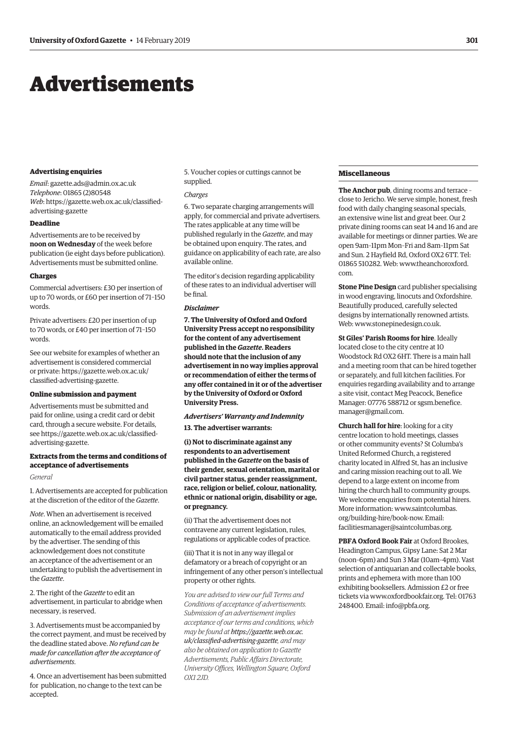# Advertisements

#### Advertising enquiries

*Email*: gazette.ads@admin.ox.ac.uk
*Telephone*: 01865 (2)80548
*Web*: https://gazette.web.ox.ac.uk/classified-advertising-gazette

#### Deadline

Advertisements are to be received by **noon on Wednesday** of the week before publication (ie eight days before publication). Advertisements must be submitted online.

#### Charges

Commercial advertisers: £30 per insertion of up to 70 words, or £60 per insertion of 71–150 words.

Private advertisers: £20 per insertion of up to 70 words, or £40 per insertion of 71–150 words.

See our website for examples of whether an advertisement is considered commercial or private: https://gazette.web.ox.ac.uk/classified-advertising-gazette.

#### Online submission and payment

Advertisements must be submitted and paid for online, using a credit card or debit card, through a secure website. For details, see https://gazette.web.ox.ac.uk/classified-advertising-gazette.

#### Extracts from the terms and conditions of acceptance of advertisements

*General*

1. Advertisements are accepted for publication at the discretion of the editor of the *Gazette*.

*Note*. When an advertisement is received online, an acknowledgement will be emailed automatically to the email address provided by the advertiser. The sending of this acknowledgement does not constitute an acceptance of the advertisement or an undertaking to publish the advertisement in the *Gazette*.

2. The right of the *Gazette* to edit an advertisement, in particular to abridge when necessary, is reserved.

3. Advertisements must be accompanied by the correct payment, and must be received by the deadline stated above. *No refund can be made for cancellation after the acceptance of advertisements*.

4. Once an advertisement has been submitted for publication, no change to the text can be accepted.

5. Voucher copies or cuttings cannot be supplied.

*Charges*

6. Two separate charging arrangements will apply, for commercial and private advertisers. The rates applicable at any time will be published regularly in the *Gazette*, and may be obtained upon enquiry. The rates, and guidance on applicability of each rate, are also available online.

The editor's decision regarding applicability of these rates to an individual advertiser will be final.

***Disclaimer***

**7. The University of Oxford and Oxford University Press accept no responsibility for the content of any advertisement published in the *Gazette*. Readers should note that the inclusion of any advertisement in no way implies approval or recommendation of either the terms of any offer contained in it or of the advertiser by the University of Oxford or Oxford University Press.**

***Advertisers' Warranty and Indemnity***

**13. The advertiser warrants:**

**(i) Not to discriminate against any respondents to an advertisement published in the *Gazette* on the basis of their gender, sexual orientation, marital or civil partner status, gender reassignment, race, religion or belief, colour, nationality, ethnic or national origin, disability or age, or pregnancy.**

(ii) That the advertisement does not contravene any current legislation, rules, regulations or applicable codes of practice.

(iii) That it is not in any way illegal or defamatory or a breach of copyright or an infringement of any other person's intellectual property or other rights.

*You are advised to view our full Terms and Conditions of acceptance of advertisements. Submission of an advertisement implies acceptance of our terms and conditions, which may be found at* ***https://gazette.web.ox.ac.uk/classified-advertising-gazette****, and may also be obtained on application to Gazette Advertisements, Public Affairs Directorate, University Offices, Wellington Square, Oxford OX1 2JD.*

#### Miscellaneous

**The Anchor pub**, dining rooms and terrace – close to Jericho. We serve simple, honest, fresh food with daily changing seasonal specials, an extensive wine list and great beer. Our 2 private dining rooms can seat 14 and 16 and are available for meetings or dinner parties. We are open 9am–11pm Mon–Fri and 8am–11pm Sat and Sun. 2 Hayfield Rd, Oxford OX2 6TT. Tel: 01865 510282. Web: www.theanchoroxford.com.

**Stone Pine Design** card publisher specialising in wood engraving, linocuts and Oxfordshire. Beautifully produced, carefully selected designs by internationally renowned artists. Web: www.stonepinedesign.co.uk.

**St Giles' Parish Rooms for hire**. Ideally located close to the city centre at 10 Woodstock Rd OX2 6HT. There is a main hall and a meeting room that can be hired together or separately, and full kitchen facilities. For enquiries regarding availability and to arrange a site visit, contact Meg Peacock, Benefice Manager: 07776 588712 or sgsm.benefice.manager@gmail.com.

**Church hall for hire**: looking for a city centre location to hold meetings, classes or other community events? St Columba's United Reformed Church, a registered charity located in Alfred St, has an inclusive and caring mission reaching out to all. We depend to a large extent on income from hiring the church hall to community groups. We welcome enquiries from potential hirers. More information: www.saintcolumbas.org/building-hire/book-now. Email: facilitiesmanager@saintcolumbas.org.

**PBFA Oxford Book Fair** at Oxford Brookes, Headington Campus, Gipsy Lane: Sat 2 Mar (noon–6pm) and Sun 3 Mar (10am–4pm). Vast selection of antiquarian and collectable books, prints and ephemera with more than 100 exhibiting booksellers. Admission £2 or free tickets via www.oxfordbookfair.org. Tel: 01763 248400. Email: info@pbfa.org.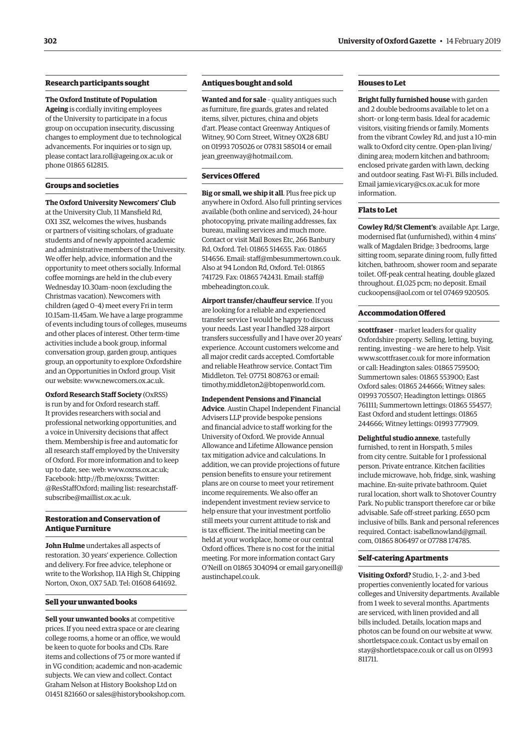## Research participants sought

**The Oxford Institute of Population Ageing** is cordially inviting employees of the University to participate in a focus group on occupation insecurity, discussing changes to employment due to technological advancements. For inquiries or to sign up, please contact lara.roll@ageing.ox.ac.uk or phone 01865 612815.

## Groups and societies

**The Oxford University Newcomers' Club** at the University Club, 11 Mansfield Rd, OX1 3SZ, welcomes the wives, husbands or partners of visiting scholars, of graduate students and of newly appointed academic and administrative members of the University. We offer help, advice, information and the opportunity to meet others socially. Informal coffee mornings are held in the club every Wednesday 10.30am–noon (excluding the Christmas vacation). Newcomers with children (aged 0–4) meet every Fri in term 10.15am–11.45am. We have a large programme of events including tours of colleges, museums and other places of interest. Other term-time activities include a book group, informal conversation group, garden group, antiques group, an opportunity to explore Oxfordshire and an Opportunities in Oxford group. Visit our website: www.newcomers.ox.ac.uk.

**Oxford Research Staff Society** (OxRSS) is run by and for Oxford research staff. It provides researchers with social and professional networking opportunities, and a voice in University decisions that affect them. Membership is free and automatic for all research staff employed by the University of Oxford. For more information and to keep up to date, see: web: www.oxrss.ox.ac.uk; Facebook: http://fb.me/oxrss; Twitter: @ResStaffOxford; mailing list: researchstaff-subscribe@maillist.ox.ac.uk.

## Restoration and Conservation of Antique Furniture

**John Hulme** undertakes all aspects of restoration. 30 years' experience. Collection and delivery. For free advice, telephone or write to the Workshop, 11A High St, Chipping Norton, Oxon, OX7 5AD. Tel: 01608 641692.

## Sell your unwanted books

**Sell your unwanted books** at competitive prices. If you need extra space or are clearing college rooms, a home or an office, we would be keen to quote for books and CDs. Rare items and collections of 75 or more wanted if in VG condition; academic and non-academic subjects. We can view and collect. Contact Graham Nelson at History Bookshop Ltd on 01451 821660 or sales@historybookshop.com.

## Antiques bought and sold

**Wanted and for sale** – quality antiques such as furniture, fire guards, grates and related items, silver, pictures, china and objets d'art. Please contact Greenway Antiques of Witney, 90 Corn Street, Witney OX28 6BU on 01993 705026 or 07831 585014 or email jean_greenway@hotmail.com.

## Services Offered

**Big or small, we ship it all**. Plus free pick up anywhere in Oxford. Also full printing services available (both online and serviced), 24-hour photocopying, private mailing addresses, fax bureau, mailing services and much more. Contact or visit Mail Boxes Etc, 266 Banbury Rd, Oxford. Tel: 01865 514655. Fax: 01865 514656. Email: staff@mbesummertown.co.uk. Also at 94 London Rd, Oxford. Tel: 01865 741729. Fax: 01865 742431. Email: staff@mbeheadington.co.uk.

**Airport transfer/chauffeur service**. If you are looking for a reliable and experienced transfer service I would be happy to discuss your needs. Last year I handled 328 airport transfers successfully and I have over 20 years' experience. Account customers welcome and all major credit cards accepted. Comfortable and reliable Heathrow service. Contact Tim Middleton. Tel: 07751 808763 or email: timothy.middleton2@btopenworld.com.

**Independent Pensions and Financial Advice**. Austin Chapel Independent Financial Advisers LLP provide bespoke pensions and financial advice to staff working for the University of Oxford. We provide Annual Allowance and Lifetime Allowance pension tax mitigation advice and calculations. In addition, we can provide projections of future pension benefits to ensure your retirement plans are on course to meet your retirement income requirements. We also offer an independent investment review service to help ensure that your investment portfolio still meets your current attitude to risk and is tax efficient. The initial meeting can be held at your workplace, home or our central Oxford offices. There is no cost for the initial meeting. For more information contact Gary O'Neill on 01865 304094 or email gary.oneill@austinchapel.co.uk.

## Houses to Let

**Bright fully furnished house** with garden and 2 double bedrooms available to let on a short- or long-term basis. Ideal for academic visitors, visiting friends or family. Moments from the vibrant Cowley Rd, and just a 10-min walk to Oxford city centre. Open-plan living/dining area; modern kitchen and bathroom; enclosed private garden with lawn, decking and outdoor seating. Fast Wi-Fi. Bills included. Email jamie.vicary@cs.ox.ac.uk for more information.

## Flats to Let

**Cowley Rd/St Clement's**: available Apr. Large, modernised flat (unfurnished), within 4 mins' walk of Magdalen Bridge; 3 bedrooms, large sitting room, separate dining room, fully fitted kitchen, bathroom, shower room and separate toilet. Off-peak central heating, double glazed throughout. £1,025 pcm; no deposit. Email cuckoopens@aol.com or tel 07469 920505.

## Accommodation Offered

**scottfraser** – market leaders for quality Oxfordshire property. Selling, letting, buying, renting, investing – we are here to help. Visit www.scottfraser.co.uk for more information or call: Headington sales: 01865 759500; Summertown sales: 01865 553900; East Oxford sales: 01865 244666; Witney sales: 01993 705507; Headington lettings: 01865 761111; Summertown lettings: 01865 554577; East Oxford and student lettings: 01865 244666; Witney lettings: 01993 777909.

**Delightful studio annexe**, tastefully furnished, to rent in Horspath, 5 miles from city centre. Suitable for 1 professional person. Private entrance. Kitchen facilities include microwave, hob, fridge, sink, washing machine. En-suite private bathroom. Quiet rural location, short walk to Shotover Country Park. No public transport therefore car or bike advisable. Safe off-street parking. £650 pcm inclusive of bills. Bank and personal references required. Contact: isabelknowland@gmail.com, 01865 806497 or 07788 174785.

## Self-catering Apartments

**Visiting Oxford?** Studio, 1-, 2- and 3-bed properties conveniently located for various colleges and University departments. Available from 1 week to several months. Apartments are serviced, with linen provided and all bills included. Details, location maps and photos can be found on our website at www.shortletspace.co.uk. Contact us by email on stay@shortletspace.co.uk or call us on 01993 811711.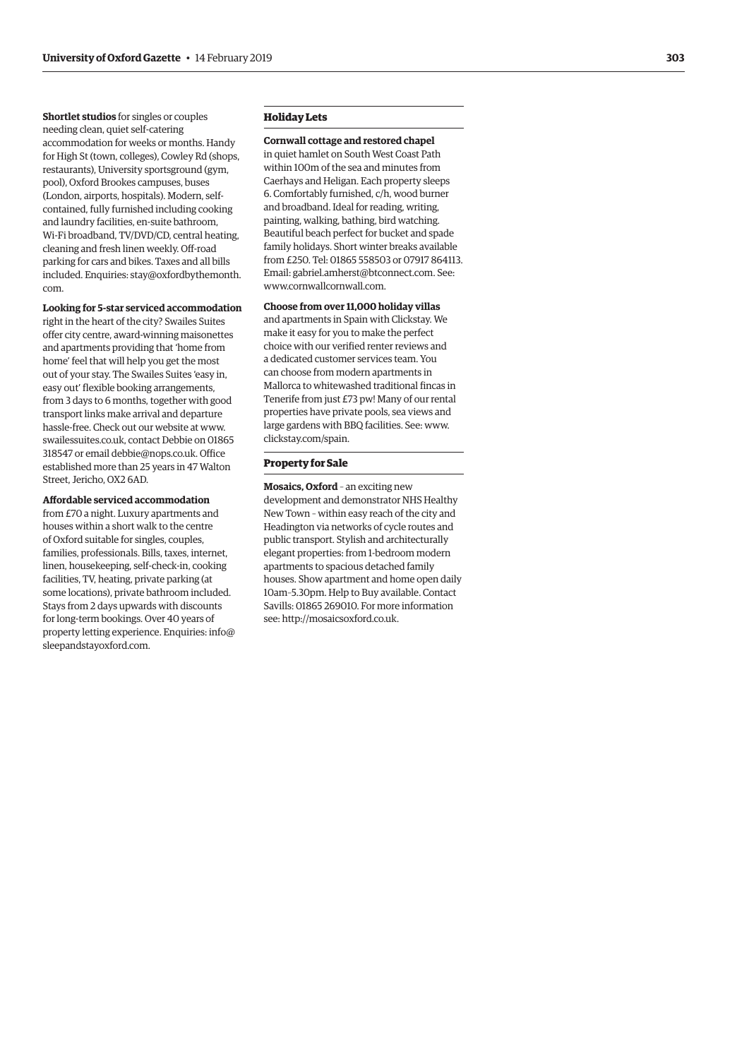**Shortlet studios** for singles or couples needing clean, quiet self-catering accommodation for weeks or months. Handy for High St (town, colleges), Cowley Rd (shops, restaurants), University sportsground (gym, pool), Oxford Brookes campuses, buses (London, airports, hospitals). Modern, self-contained, fully furnished including cooking and laundry facilities, en-suite bathroom, Wi-Fi broadband, TV/DVD/CD, central heating, cleaning and fresh linen weekly. Off-road parking for cars and bikes. Taxes and all bills included. Enquiries: stay@oxfordbythemonth.com.

**Looking for 5-star serviced accommodation** right in the heart of the city? Swailes Suites offer city centre, award-winning maisonettes and apartments providing that 'home from home' feel that will help you get the most out of your stay. The Swailes Suites 'easy in, easy out' flexible booking arrangements, from 3 days to 6 months, together with good transport links make arrival and departure hassle-free. Check out our website at www.swailessuites.co.uk, contact Debbie on 01865 318547 or email debbie@nops.co.uk. Office established more than 25 years in 47 Walton Street, Jericho, OX2 6AD.

**Affordable serviced accommodation** from £70 a night. Luxury apartments and houses within a short walk to the centre of Oxford suitable for singles, couples, families, professionals. Bills, taxes, internet, linen, housekeeping, self-check-in, cooking facilities, TV, heating, private parking (at some locations), private bathroom included. Stays from 2 days upwards with discounts for long-term bookings. Over 40 years of property letting experience. Enquiries: info@sleepandstayoxford.com.

## Holiday Lets

**Cornwall cottage and restored chapel** in quiet hamlet on South West Coast Path within 100m of the sea and minutes from Caerhays and Heligan. Each property sleeps 6. Comfortably furnished, c/h, wood burner and broadband. Ideal for reading, writing, painting, walking, bathing, bird watching. Beautiful beach perfect for bucket and spade family holidays. Short winter breaks available from £250. Tel: 01865 558503 or 07917 864113. Email: gabriel.amherst@btconnect.com. See: www.cornwallcornwall.com.

**Choose from over 11,000 holiday villas** and apartments in Spain with Clickstay. We make it easy for you to make the perfect choice with our verified renter reviews and a dedicated customer services team. You can choose from modern apartments in Mallorca to whitewashed traditional fincas in Tenerife from just £73 pw! Many of our rental properties have private pools, sea views and large gardens with BBQ facilities. See: www.clickstay.com/spain.

## Property for Sale

**Mosaics, Oxford** – an exciting new development and demonstrator NHS Healthy New Town – within easy reach of the city and Headington via networks of cycle routes and public transport. Stylish and architecturally elegant properties: from 1-bedroom modern apartments to spacious detached family houses. Show apartment and home open daily 10am–5.30pm. Help to Buy available. Contact Savills: 01865 269010. For more information see: http://mosaicsoxford.co.uk.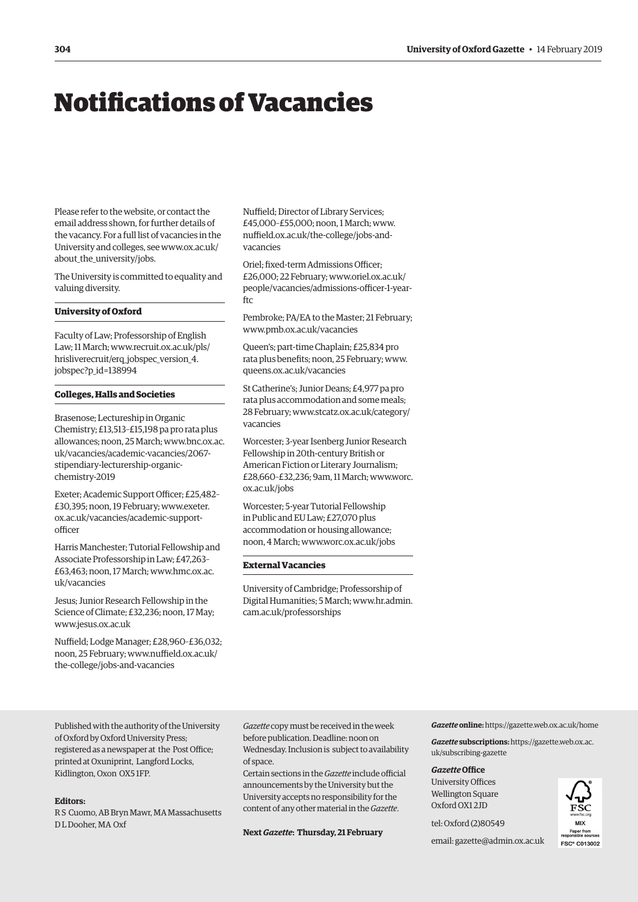# Notifications of Vacancies

Please refer to the website, or contact the email address shown, for further details of the vacancy. For a full list of vacancies in the University and colleges, see www.ox.ac.uk/about_the_university/jobs.

The University is committed to equality and valuing diversity.

### University of Oxford

Faculty of Law; Professorship of English Law; 11 March; www.recruit.ox.ac.uk/pls/hrisliverecruit/erq_jobspec_version_4.jobspec?p_id=138994

### Colleges, Halls and Societies

Brasenose; Lectureship in Organic Chemistry; £13,513–£15,198 pa pro rata plus allowances; noon, 25 March; www.bnc.ox.ac.uk/vacancies/academic-vacancies/2067-stipendiary-lecturership-organic-chemistry-2019

Exeter; Academic Support Officer; £25,482–£30,395; noon, 19 February; www.exeter.ox.ac.uk/vacancies/academic-support-officer

Harris Manchester; Tutorial Fellowship and Associate Professorship in Law; £47,263–£63,463; noon, 17 March; www.hmc.ox.ac.uk/vacancies

Jesus; Junior Research Fellowship in the Science of Climate; £32,236; noon, 17 May; www.jesus.ox.ac.uk

Nuffield; Lodge Manager; £28,960–£36,032; noon, 25 February; www.nuffield.ox.ac.uk/the-college/jobs-and-vacancies

Nuffield; Director of Library Services; £45,000–£55,000; noon, 1 March; www.nuffield.ox.ac.uk/the-college/jobs-and-vacancies

Oriel; fixed-term Admissions Officer; £26,000; 22 February; www.oriel.ox.ac.uk/people/vacancies/admissions-officer-1-year-ftc

Pembroke; PA/EA to the Master; 21 February; www.pmb.ox.ac.uk/vacancies

Queen's; part-time Chaplain; £25,834 pro rata plus benefits; noon, 25 February; www.queens.ox.ac.uk/vacancies

St Catherine's; Junior Deans; £4,977 pa pro rata plus accommodation and some meals; 28 February; www.stcatz.ox.ac.uk/category/vacancies

Worcester; 3-year Isenberg Junior Research Fellowship in 20th-century British or American Fiction or Literary Journalism; £28,660–£32,236; 9am, 11 March; www.worc.ox.ac.uk/jobs

Worcester; 5-year Tutorial Fellowship in Public and EU Law; £27,070 plus accommodation or housing allowance; noon, 4 March; www.worc.ox.ac.uk/jobs

### External Vacancies

University of Cambridge; Professorship of Digital Humanities; 5 March; www.hr.admin.cam.ac.uk/professorships

---

Published with the authority of the University of Oxford by Oxford University Press; registered as a newspaper at the Post Office; printed at Oxuniprint, Langford Locks, Kidlington, Oxon OX5 1FP.

**Editors:**
R S Cuomo, AB Bryn Mawr, MA Massachusetts
D L Dooher, MA Oxf

*Gazette* copy must be received in the week before publication. Deadline: noon on Wednesday. Inclusion is subject to availability of space.
Certain sections in the *Gazette* include official announcements by the University but the University accepts no responsibility for the content of any other material in the *Gazette*.

**Next *Gazette*: Thursday, 21 February**

***Gazette* online:** https://gazette.web.ox.ac.uk/home

***Gazette* subscriptions:** https://gazette.web.ox.ac.uk/subscribing-gazette

***Gazette* Office**
University Offices
Wellington Square
Oxford OX1 2JD

tel: Oxford (2)80549

email: gazette@admin.ox.ac.uk

FSC www.fsc.org MIX Paper from responsible sources FSC® C013002